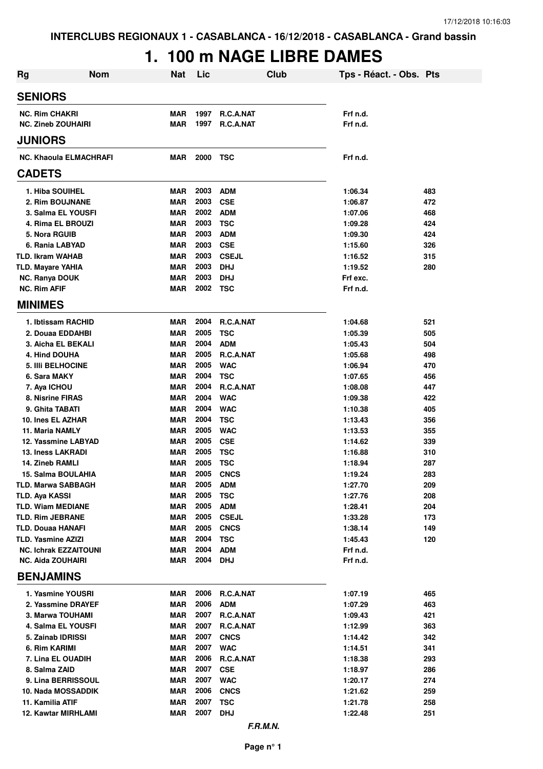**INTERCLUBS REGIONAUX 1 - CASABLANCA - 16/12/2018 - CASABLANCA - Grand bassin**

# 1. 100 m NAGE LIBRE DAMES

| Rg | Nom | Nat | Lic | Club | Tps - Réact. - Obs. | Pts |
|---|---|---|---|---|---|---|
| **SENIORS** | | | | | | |
| NC. | Rim CHAKRI | MAR | 1997 | R.C.A.NAT | Frf n.d. | |
| NC. | Zineb ZOUHAIRI | MAR | 1997 | R.C.A.NAT | Frf n.d. | |
| **JUNIORS** | | | | | | |
| NC. | Khaoula ELMACHRAFI | MAR | 2000 | TSC | Frf n.d. | |
| **CADETS** | | | | | | |
| 1. | Hiba SOUIHEL | MAR | 2003 | ADM | 1:06.34 | 483 |
| 2. | Rim BOUJNANE | MAR | 2003 | CSE | 1:06.87 | 472 |
| 3. | Salma EL YOUSFI | MAR | 2002 | ADM | 1:07.06 | 468 |
| 4. | Rima EL BROUZI | MAR | 2003 | TSC | 1:09.28 | 424 |
| 5. | Nora RGUIB | MAR | 2003 | ADM | 1:09.30 | 424 |
| 6. | Rania LABYAD | MAR | 2003 | CSE | 1:15.60 | 326 |
| TLD. | Ikram WAHAB | MAR | 2003 | CSEJL | 1:16.52 | 315 |
| TLD. | Mayare YAHIA | MAR | 2003 | DHJ | 1:19.52 | 280 |
| NC. | Ranya DOUK | MAR | 2003 | DHJ | Frf exc. | |
| NC. | Rim AFIF | MAR | 2002 | TSC | Frf n.d. | |
| **MINIMES** | | | | | | |
| 1. | Ibtissam RACHID | MAR | 2004 | R.C.A.NAT | 1:04.68 | 521 |
| 2. | Douaa EDDAHBI | MAR | 2005 | TSC | 1:05.39 | 505 |
| 3. | Aicha EL BEKALI | MAR | 2004 | ADM | 1:05.43 | 504 |
| 4. | Hind DOUHA | MAR | 2005 | R.C.A.NAT | 1:05.68 | 498 |
| 5. | Illi BELHOCINE | MAR | 2005 | WAC | 1:06.94 | 470 |
| 6. | Sara MAKY | MAR | 2004 | TSC | 1:07.65 | 456 |
| 7. | Aya ICHOU | MAR | 2004 | R.C.A.NAT | 1:08.08 | 447 |
| 8. | Nisrine FIRAS | MAR | 2004 | WAC | 1:09.38 | 422 |
| 9. | Ghita TABATI | MAR | 2004 | WAC | 1:10.38 | 405 |
| 10. | Ines EL AZHAR | MAR | 2004 | TSC | 1:13.43 | 356 |
| 11. | Maria NAMLY | MAR | 2005 | WAC | 1:13.53 | 355 |
| 12. | Yassmine LABYAD | MAR | 2005 | CSE | 1:14.62 | 339 |
| 13. | Iness LAKRADI | MAR | 2005 | TSC | 1:16.88 | 310 |
| 14. | Zineb RAMLI | MAR | 2005 | TSC | 1:18.94 | 287 |
| 15. | Salma BOULAHIA | MAR | 2005 | CNCS | 1:19.24 | 283 |
| TLD. | Marwa SABBAGH | MAR | 2005 | ADM | 1:27.70 | 209 |
| TLD. | Aya KASSI | MAR | 2005 | TSC | 1:27.76 | 208 |
| TLD. | Wiam MEDIANE | MAR | 2005 | ADM | 1:28.41 | 204 |
| TLD. | Rim JEBRANE | MAR | 2005 | CSEJL | 1:33.28 | 173 |
| TLD. | Douaa HANAFI | MAR | 2005 | CNCS | 1:38.14 | 149 |
| TLD. | Yasmine AZIZI | MAR | 2004 | TSC | 1:45.43 | 120 |
| NC. | Ichrak EZZAITOUNI | MAR | 2004 | ADM | Frf n.d. | |
| NC. | Aida ZOUHAIRI | MAR | 2004 | DHJ | Frf n.d. | |
| **BENJAMINS** | | | | | | |
| 1. | Yasmine YOUSRI | MAR | 2006 | R.C.A.NAT | 1:07.19 | 465 |
| 2. | Yassmine DRAYEF | MAR | 2006 | ADM | 1:07.29 | 463 |
| 3. | Marwa TOUHAMI | MAR | 2007 | R.C.A.NAT | 1:09.43 | 421 |
| 4. | Salma EL YOUSFI | MAR | 2007 | R.C.A.NAT | 1:12.99 | 363 |
| 5. | Zainab IDRISSI | MAR | 2007 | CNCS | 1:14.42 | 342 |
| 6. | Rim KARIMI | MAR | 2007 | WAC | 1:14.51 | 341 |
| 7. | Lina EL OUADIH | MAR | 2006 | R.C.A.NAT | 1:18.38 | 293 |
| 8. | Salma ZAID | MAR | 2007 | CSE | 1:18.97 | 286 |
| 9. | Lina BERRISSOUL | MAR | 2007 | WAC | 1:20.17 | 274 |
| 10. | Nada MOSSADDIK | MAR | 2006 | CNCS | 1:21.62 | 259 |
| 11. | Kamilia ATIF | MAR | 2007 | TSC | 1:21.78 | 258 |
| 12. | Kawtar MIRHLAMI | MAR | 2007 | DHJ | 1:22.48 | 251 |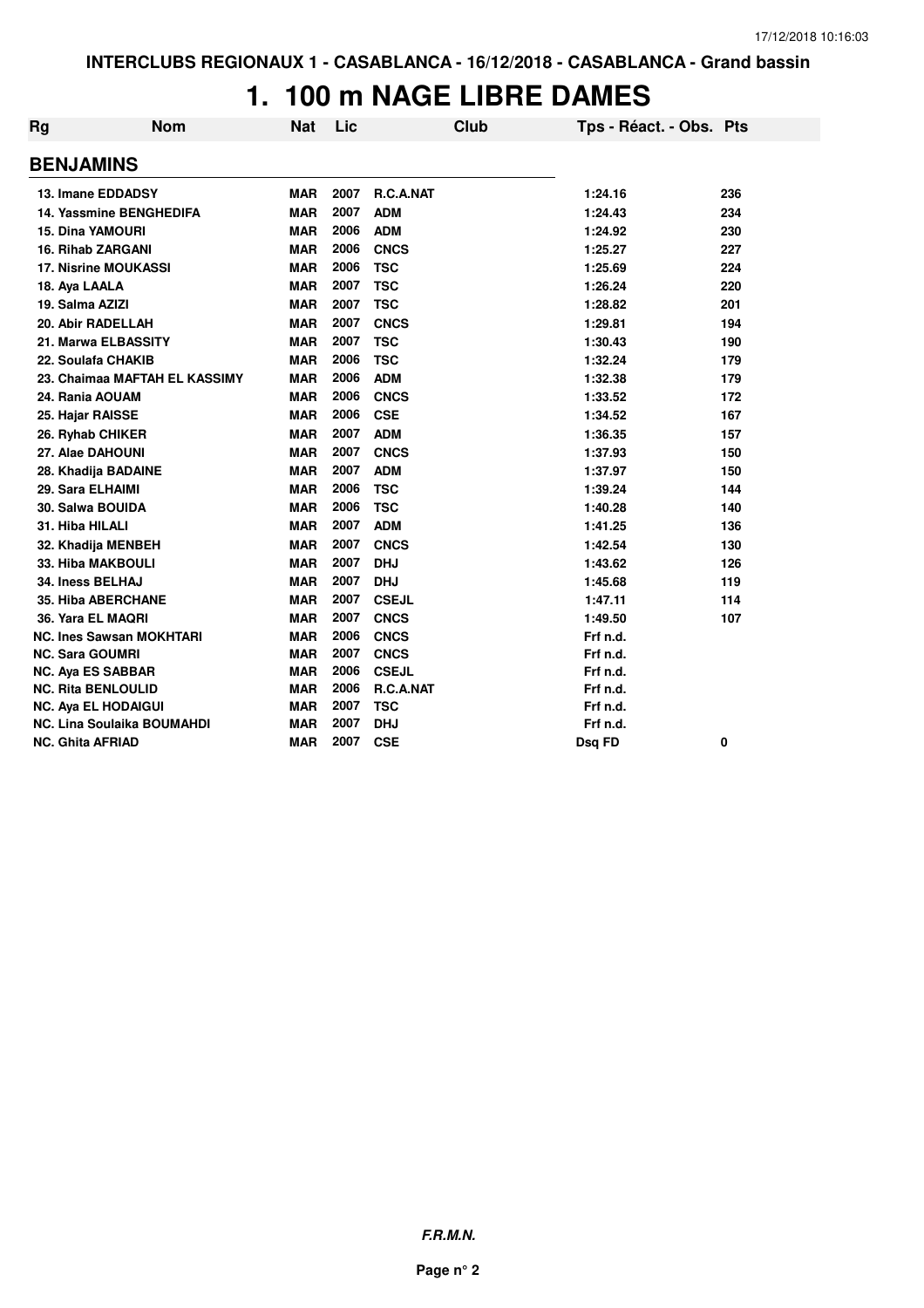INTERCLUBS REGIONAUX 1 - CASABLANCA - 16/12/2018 - CASABLANCA - Grand bassin

# 1. 100 m NAGE LIBRE DAMES

## BENJAMINS

| Rg | Nom | Nat | Lic | Club | Tps - Réact. - Obs. | Pts |
|---|---|---|---|---|---|---|
| 13. | Imane EDDADSY | MAR | 2007 | R.C.A.NAT | 1:24.16 | 236 |
| 14. | Yassmine BENGHEDIFA | MAR | 2007 | ADM | 1:24.43 | 234 |
| 15. | Dina YAMOURI | MAR | 2006 | ADM | 1:24.92 | 230 |
| 16. | Rihab ZARGANI | MAR | 2006 | CNCS | 1:25.27 | 227 |
| 17. | Nisrine MOUKASSI | MAR | 2006 | TSC | 1:25.69 | 224 |
| 18. | Aya LAALA | MAR | 2007 | TSC | 1:26.24 | 220 |
| 19. | Salma AZIZI | MAR | 2007 | TSC | 1:28.82 | 201 |
| 20. | Abir RADELLAH | MAR | 2007 | CNCS | 1:29.81 | 194 |
| 21. | Marwa ELBASSITY | MAR | 2007 | TSC | 1:30.43 | 190 |
| 22. | Soulafa CHAKIB | MAR | 2006 | TSC | 1:32.24 | 179 |
| 23. | Chaimaa MAFTAH EL KASSIMY | MAR | 2006 | ADM | 1:32.38 | 179 |
| 24. | Rania AOUAM | MAR | 2006 | CNCS | 1:33.52 | 172 |
| 25. | Hajar RAISSE | MAR | 2006 | CSE | 1:34.52 | 167 |
| 26. | Ryhab CHIKER | MAR | 2007 | ADM | 1:36.35 | 157 |
| 27. | Alae DAHOUNI | MAR | 2007 | CNCS | 1:37.93 | 150 |
| 28. | Khadija BADAINE | MAR | 2007 | ADM | 1:37.97 | 150 |
| 29. | Sara ELHAIMI | MAR | 2006 | TSC | 1:39.24 | 144 |
| 30. | Salwa BOUIDA | MAR | 2006 | TSC | 1:40.28 | 140 |
| 31. | Hiba HILALI | MAR | 2007 | ADM | 1:41.25 | 136 |
| 32. | Khadija MENBEH | MAR | 2007 | CNCS | 1:42.54 | 130 |
| 33. | Hiba MAKBOULI | MAR | 2007 | DHJ | 1:43.62 | 126 |
| 34. | Iness BELHAJ | MAR | 2007 | DHJ | 1:45.68 | 119 |
| 35. | Hiba ABERCHANE | MAR | 2007 | CSEJL | 1:47.11 | 114 |
| 36. | Yara EL MAQRI | MAR | 2007 | CNCS | 1:49.50 | 107 |
| NC. | Ines Sawsan MOKHTARI | MAR | 2006 | CNCS | Frf n.d. | |
| NC. | Sara GOUMRI | MAR | 2007 | CNCS | Frf n.d. | |
| NC. | Aya ES SABBAR | MAR | 2006 | CSEJL | Frf n.d. | |
| NC. | Rita BENLOULID | MAR | 2006 | R.C.A.NAT | Frf n.d. | |
| NC. | Aya EL HODAIGUI | MAR | 2007 | TSC | Frf n.d. | |
| NC. | Lina Soulaika BOUMAHDI | MAR | 2007 | DHJ | Frf n.d. | |
| NC. | Ghita AFRIAD | MAR | 2007 | CSE | Dsq FD | 0 |

*F.R.M.N.*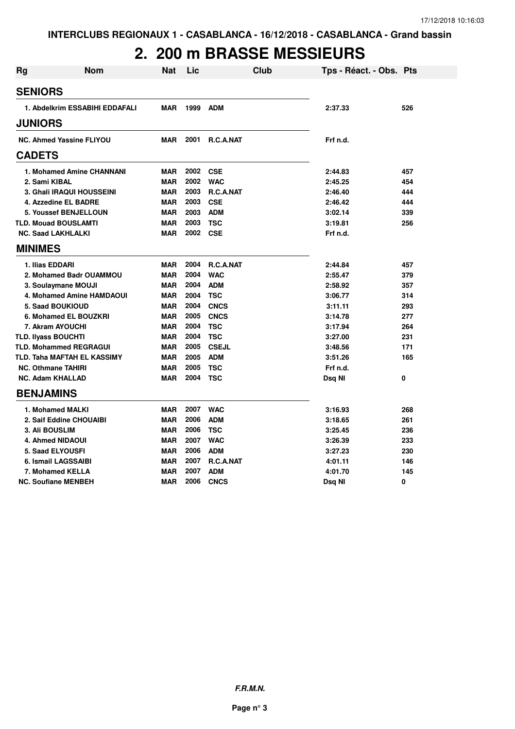INTERCLUBS REGIONAUX 1 - CASABLANCA - 16/12/2018 - CASABLANCA - Grand bassin

# 2. 200 m BRASSE MESSIEURS

| Rg | Nom | Nat | Lic | Club | Tps - Réact. - Obs. | Pts |
|---|---|---|---|---|---|---|
| **SENIORS** | | | | | | |
| 1. | Abdelkrim ESSABIHI EDDAFALI | MAR | 1999 | ADM | 2:37.33 | 526 |
| **JUNIORS** | | | | | | |
| NC. | Ahmed Yassine FLIYOU | MAR | 2001 | R.C.A.NAT | Frf n.d. | |
| **CADETS** | | | | | | |
| 1. | Mohamed Amine CHANNANI | MAR | 2002 | CSE | 2:44.83 | 457 |
| 2. | Sami KIBAL | MAR | 2002 | WAC | 2:45.25 | 454 |
| 3. | Ghali IRAQUI HOUSSEINI | MAR | 2003 | R.C.A.NAT | 2:46.40 | 444 |
| 4. | Azzedine EL BADRE | MAR | 2003 | CSE | 2:46.42 | 444 |
| 5. | Youssef BENJELLOUN | MAR | 2003 | ADM | 3:02.14 | 339 |
| TLD. | Mouad BOUSLAMTI | MAR | 2003 | TSC | 3:19.81 | 256 |
| NC. | Saad LAKHLALKI | MAR | 2002 | CSE | Frf n.d. | |
| **MINIMES** | | | | | | |
| 1. | Ilias EDDARI | MAR | 2004 | R.C.A.NAT | 2:44.84 | 457 |
| 2. | Mohamed Badr OUAMMOU | MAR | 2004 | WAC | 2:55.47 | 379 |
| 3. | Soulaymane MOUJI | MAR | 2004 | ADM | 2:58.92 | 357 |
| 4. | Mohamed Amine HAMDAOUI | MAR | 2004 | TSC | 3:06.77 | 314 |
| 5. | Saad BOUKIOUD | MAR | 2004 | CNCS | 3:11.11 | 293 |
| 6. | Mohamed EL BOUZKRI | MAR | 2005 | CNCS | 3:14.78 | 277 |
| 7. | Akram AYOUCHI | MAR | 2004 | TSC | 3:17.94 | 264 |
| TLD. | Ilyass BOUCHTI | MAR | 2004 | TSC | 3:27.00 | 231 |
| TLD. | Mohammed REGRAGUI | MAR | 2005 | CSEJL | 3:48.56 | 171 |
| TLD. | Taha MAFTAH EL KASSIMY | MAR | 2005 | ADM | 3:51.26 | 165 |
| NC. | Othmane TAHIRI | MAR | 2005 | TSC | Frf n.d. | |
| NC. | Adam KHALLAD | MAR | 2004 | TSC | Dsq NI | 0 |
| **BENJAMINS** | | | | | | |
| 1. | Mohamed MALKI | MAR | 2007 | WAC | 3:16.93 | 268 |
| 2. | Saif Eddine CHOUAIBI | MAR | 2006 | ADM | 3:18.65 | 261 |
| 3. | Ali BOUSLIM | MAR | 2006 | TSC | 3:25.45 | 236 |
| 4. | Ahmed NIDAOUI | MAR | 2007 | WAC | 3:26.39 | 233 |
| 5. | Saad ELYOUSFI | MAR | 2006 | ADM | 3:27.23 | 230 |
| 6. | Ismail LAGSSAIBI | MAR | 2007 | R.C.A.NAT | 4:01.11 | 146 |
| 7. | Mohamed KELLA | MAR | 2007 | ADM | 4:01.70 | 145 |
| NC. | Soufiane MENBEH | MAR | 2006 | CNCS | Dsq NI | 0 |

*F.R.M.N.*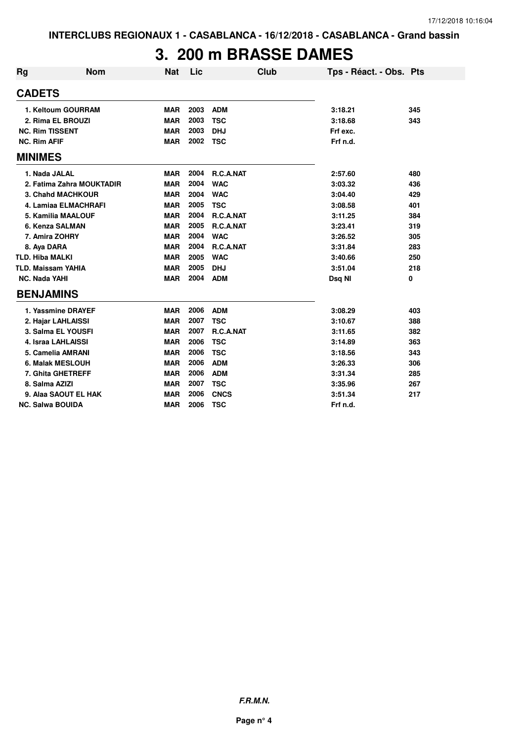INTERCLUBS REGIONAUX 1 - CASABLANCA - 16/12/2018 - CASABLANCA - Grand bassin

# 3. 200 m BRASSE DAMES

| Rg | Nom | Nat | Lic | Club | Tps - Réact. - Obs. | Pts |
|---|---|---|---|---|---|---|
| **CADETS** | | | | | | |
| 1. | Keltoum GOURRAM | MAR | 2003 | ADM | 3:18.21 | 345 |
| 2. | Rima EL BROUZI | MAR | 2003 | TSC | 3:18.68 | 343 |
| NC. | Rim TISSENT | MAR | 2003 | DHJ | Frf exc. | |
| NC. | Rim AFIF | MAR | 2002 | TSC | Frf n.d. | |
| **MINIMES** | | | | | | |
| 1. | Nada JALAL | MAR | 2004 | R.C.A.NAT | 2:57.60 | 480 |
| 2. | Fatima Zahra MOUKTADIR | MAR | 2004 | WAC | 3:03.32 | 436 |
| 3. | Chahd MACHKOUR | MAR | 2004 | WAC | 3:04.40 | 429 |
| 4. | Lamiaa ELMACHRAFI | MAR | 2005 | TSC | 3:08.58 | 401 |
| 5. | Kamilia MAALOUF | MAR | 2004 | R.C.A.NAT | 3:11.25 | 384 |
| 6. | Kenza SALMAN | MAR | 2005 | R.C.A.NAT | 3:23.41 | 319 |
| 7. | Amira ZOHRY | MAR | 2004 | WAC | 3:26.52 | 305 |
| 8. | Aya DARA | MAR | 2004 | R.C.A.NAT | 3:31.84 | 283 |
| TLD. | Hiba MALKI | MAR | 2005 | WAC | 3:40.66 | 250 |
| TLD. | Maissam YAHIA | MAR | 2005 | DHJ | 3:51.04 | 218 |
| NC. | Nada YAHI | MAR | 2004 | ADM | Dsq NI | 0 |
| **BENJAMINS** | | | | | | |
| 1. | Yassmine DRAYEF | MAR | 2006 | ADM | 3:08.29 | 403 |
| 2. | Hajar LAHLAISSI | MAR | 2007 | TSC | 3:10.67 | 388 |
| 3. | Salma EL YOUSFI | MAR | 2007 | R.C.A.NAT | 3:11.65 | 382 |
| 4. | Israa LAHLAISSI | MAR | 2006 | TSC | 3:14.89 | 363 |
| 5. | Camelia AMRANI | MAR | 2006 | TSC | 3:18.56 | 343 |
| 6. | Malak MESLOUH | MAR | 2006 | ADM | 3:26.33 | 306 |
| 7. | Ghita GHETREFF | MAR | 2006 | ADM | 3:31.34 | 285 |
| 8. | Salma AZIZI | MAR | 2007 | TSC | 3:35.96 | 267 |
| 9. | Alaa SAOUT EL HAK | MAR | 2006 | CNCS | 3:51.34 | 217 |
| NC. | Salwa BOUIDA | MAR | 2006 | TSC | Frf n.d. | |

*F.R.M.N.*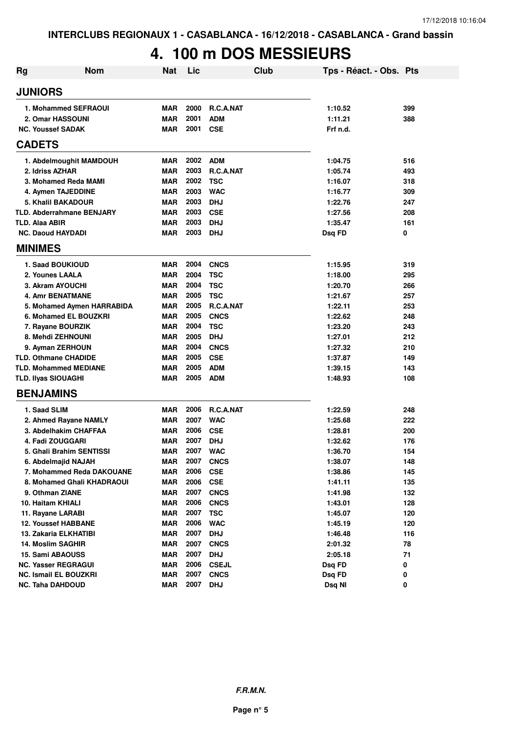INTERCLUBS REGIONAUX 1 - CASABLANCA - 16/12/2018 - CASABLANCA - Grand bassin

# 4. 100 m DOS MESSIEURS

| Rg | Nom | Nat | Lic | Club | Tps - Réact. - Obs. | Pts |
|---|---|---|---|---|---|---|
| **JUNIORS** | | | | | | |
| 1. Mohammed SEFRAOUI | | MAR | 2000 | R.C.A.NAT | 1:10.52 | 399 |
| 2. Omar HASSOUNI | | MAR | 2001 | ADM | 1:11.21 | 388 |
| NC. Youssef SADAK | | MAR | 2001 | CSE | Frf n.d. | |
| **CADETS** | | | | | | |
| 1. Abdelmoughit MAMDOUH | | MAR | 2002 | ADM | 1:04.75 | 516 |
| 2. Idriss AZHAR | | MAR | 2003 | R.C.A.NAT | 1:05.74 | 493 |
| 3. Mohamed Reda MAMI | | MAR | 2002 | TSC | 1:16.07 | 318 |
| 4. Aymen TAJEDDINE | | MAR | 2003 | WAC | 1:16.77 | 309 |
| 5. Khalil BAKADOUR | | MAR | 2003 | DHJ | 1:22.76 | 247 |
| TLD. Abderrahmane BENJARY | | MAR | 2003 | CSE | 1:27.56 | 208 |
| TLD. Alaa ABIR | | MAR | 2003 | DHJ | 1:35.47 | 161 |
| NC. Daoud HAYDADI | | MAR | 2003 | DHJ | Dsq FD | 0 |
| **MINIMES** | | | | | | |
| 1. Saad BOUKIOUD | | MAR | 2004 | CNCS | 1:15.95 | 319 |
| 2. Younes LAALA | | MAR | 2004 | TSC | 1:18.00 | 295 |
| 3. Akram AYOUCHI | | MAR | 2004 | TSC | 1:20.70 | 266 |
| 4. Amr BENATMANE | | MAR | 2005 | TSC | 1:21.67 | 257 |
| 5. Mohamed Aymen HARRABIDA | | MAR | 2005 | R.C.A.NAT | 1:22.11 | 253 |
| 6. Mohamed EL BOUZKRI | | MAR | 2005 | CNCS | 1:22.62 | 248 |
| 7. Rayane BOURZIK | | MAR | 2004 | TSC | 1:23.20 | 243 |
| 8. Mehdi ZEHNOUNI | | MAR | 2005 | DHJ | 1:27.01 | 212 |
| 9. Ayman ZERHOUN | | MAR | 2004 | CNCS | 1:27.32 | 210 |
| TLD. Othmane CHADIDE | | MAR | 2005 | CSE | 1:37.87 | 149 |
| TLD. Mohammed MEDIANE | | MAR | 2005 | ADM | 1:39.15 | 143 |
| TLD. Ilyas SIOUAGHI | | MAR | 2005 | ADM | 1:48.93 | 108 |
| **BENJAMINS** | | | | | | |
| 1. Saad SLIM | | MAR | 2006 | R.C.A.NAT | 1:22.59 | 248 |
| 2. Ahmed Rayane NAMLY | | MAR | 2007 | WAC | 1:25.68 | 222 |
| 3. Abdelhakim CHAFFAA | | MAR | 2006 | CSE | 1:28.81 | 200 |
| 4. Fadi ZOUGGARI | | MAR | 2007 | DHJ | 1:32.62 | 176 |
| 5. Ghali Brahim SENTISSI | | MAR | 2007 | WAC | 1:36.70 | 154 |
| 6. Abdelmajid NAJAH | | MAR | 2007 | CNCS | 1:38.07 | 148 |
| 7. Mohammed Reda DAKOUANE | | MAR | 2006 | CSE | 1:38.86 | 145 |
| 8. Mohamed Ghali KHADRAOUI | | MAR | 2006 | CSE | 1:41.11 | 135 |
| 9. Othman ZIANE | | MAR | 2007 | CNCS | 1:41.98 | 132 |
| 10. Haitam KHIALI | | MAR | 2006 | CNCS | 1:43.01 | 128 |
| 11. Rayane LARABI | | MAR | 2007 | TSC | 1:45.07 | 120 |
| 12. Youssef HABBANE | | MAR | 2006 | WAC | 1:45.19 | 120 |
| 13. Zakaria ELKHATIBI | | MAR | 2007 | DHJ | 1:46.48 | 116 |
| 14. Moslim SAGHIR | | MAR | 2007 | CNCS | 2:01.32 | 78 |
| 15. Sami ABAOUSS | | MAR | 2007 | DHJ | 2:05.18 | 71 |
| NC. Yasser REGRAGUI | | MAR | 2006 | CSEJL | Dsq FD | 0 |
| NC. Ismail EL BOUZKRI | | MAR | 2007 | CNCS | Dsq FD | 0 |
| NC. Taha DAHDOUD | | MAR | 2007 | DHJ | Dsq NI | 0 |

F.R.M.N.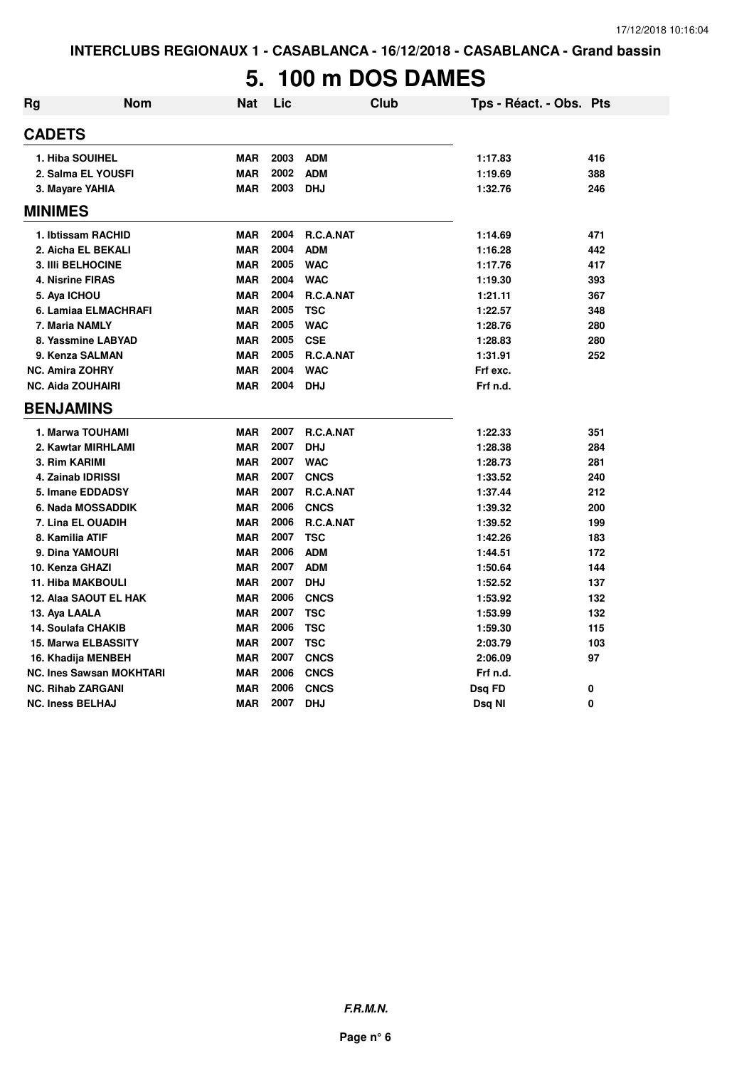INTERCLUBS REGIONAUX 1 - CASABLANCA - 16/12/2018 - CASABLANCA - Grand bassin

# 5. 100 m DOS DAMES

| Rg | Nom | Nat | Lic | Club | Tps - Réact. - Obs. | Pts |
|---|---|---|---|---|---|---|
| **CADETS** | | | | | | |
| 1. Hiba SOUIHEL | | MAR | 2003 | ADM | 1:17.83 | 416 |
| 2. Salma EL YOUSFI | | MAR | 2002 | ADM | 1:19.69 | 388 |
| 3. Mayare YAHIA | | MAR | 2003 | DHJ | 1:32.76 | 246 |
| **MINIMES** | | | | | | |
| 1. Ibtissam RACHID | | MAR | 2004 | R.C.A.NAT | 1:14.69 | 471 |
| 2. Aicha EL BEKALI | | MAR | 2004 | ADM | 1:16.28 | 442 |
| 3. Illi BELHOCINE | | MAR | 2005 | WAC | 1:17.76 | 417 |
| 4. Nisrine FIRAS | | MAR | 2004 | WAC | 1:19.30 | 393 |
| 5. Aya ICHOU | | MAR | 2004 | R.C.A.NAT | 1:21.11 | 367 |
| 6. Lamiaa ELMACHRAFI | | MAR | 2005 | TSC | 1:22.57 | 348 |
| 7. Maria NAMLY | | MAR | 2005 | WAC | 1:28.76 | 280 |
| 8. Yassmine LABYAD | | MAR | 2005 | CSE | 1:28.83 | 280 |
| 9. Kenza SALMAN | | MAR | 2005 | R.C.A.NAT | 1:31.91 | 252 |
| NC. Amira ZOHRY | | MAR | 2004 | WAC | Frf exc. | |
| NC. Aida ZOUHAIRI | | MAR | 2004 | DHJ | Frf n.d. | |
| **BENJAMINS** | | | | | | |
| 1. Marwa TOUHAMI | | MAR | 2007 | R.C.A.NAT | 1:22.33 | 351 |
| 2. Kawtar MIRHLAMI | | MAR | 2007 | DHJ | 1:28.38 | 284 |
| 3. Rim KARIMI | | MAR | 2007 | WAC | 1:28.73 | 281 |
| 4. Zainab IDRISSI | | MAR | 2007 | CNCS | 1:33.52 | 240 |
| 5. Imane EDDADSY | | MAR | 2007 | R.C.A.NAT | 1:37.44 | 212 |
| 6. Nada MOSSADDIK | | MAR | 2006 | CNCS | 1:39.32 | 200 |
| 7. Lina EL OUADIH | | MAR | 2006 | R.C.A.NAT | 1:39.52 | 199 |
| 8. Kamilia ATIF | | MAR | 2007 | TSC | 1:42.26 | 183 |
| 9. Dina YAMOURI | | MAR | 2006 | ADM | 1:44.51 | 172 |
| 10. Kenza GHAZI | | MAR | 2007 | ADM | 1:50.64 | 144 |
| 11. Hiba MAKBOULI | | MAR | 2007 | DHJ | 1:52.52 | 137 |
| 12. Alaa SAOUT EL HAK | | MAR | 2006 | CNCS | 1:53.92 | 132 |
| 13. Aya LAALA | | MAR | 2007 | TSC | 1:53.99 | 132 |
| 14. Soulafa CHAKIB | | MAR | 2006 | TSC | 1:59.30 | 115 |
| 15. Marwa ELBASSITY | | MAR | 2007 | TSC | 2:03.79 | 103 |
| 16. Khadija MENBEH | | MAR | 2007 | CNCS | 2:06.09 | 97 |
| NC. Ines Sawsan MOKHTARI | | MAR | 2006 | CNCS | Frf n.d. | |
| NC. Rihab ZARGANI | | MAR | 2006 | CNCS | Dsq FD | 0 |
| NC. Iness BELHAJ | | MAR | 2007 | DHJ | Dsq NI | 0 |

*F.R.M.N.*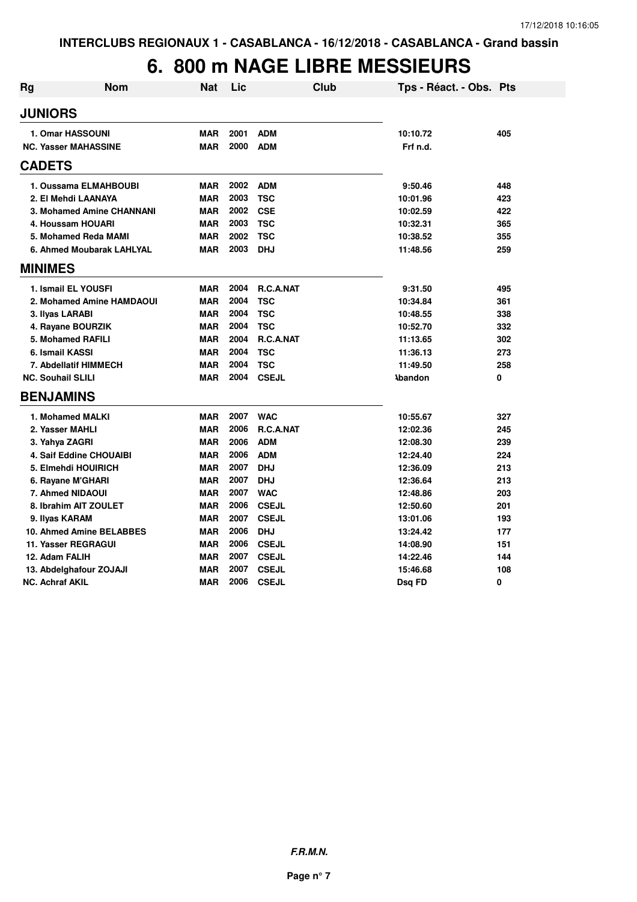# 6. 800 m NAGE LIBRE MESSIEURS

| Rg | Nom | Nat | Lic | Club | Tps - Réact. - Obs. | Pts |
|---|---|---|---|---|---|---|
| **JUNIORS** | | | | | | |
| 1. Omar HASSOUNI | | MAR | 2001 | ADM | 10:10.72 | 405 |
| NC. Yasser MAHASSINE | | MAR | 2000 | ADM | Frf n.d. | |
| **CADETS** | | | | | | |
| 1. Oussama ELMAHBOUBI | | MAR | 2002 | ADM | 9:50.46 | 448 |
| 2. El Mehdi LAANAYA | | MAR | 2003 | TSC | 10:01.96 | 423 |
| 3. Mohamed Amine CHANNANI | | MAR | 2002 | CSE | 10:02.59 | 422 |
| 4. Houssam HOUARI | | MAR | 2003 | TSC | 10:32.31 | 365 |
| 5. Mohamed Reda MAMI | | MAR | 2002 | TSC | 10:38.52 | 355 |
| 6. Ahmed Moubarak LAHLYAL | | MAR | 2003 | DHJ | 11:48.56 | 259 |
| **MINIMES** | | | | | | |
| 1. Ismail EL YOUSFI | | MAR | 2004 | R.C.A.NAT | 9:31.50 | 495 |
| 2. Mohamed Amine HAMDAOUI | | MAR | 2004 | TSC | 10:34.84 | 361 |
| 3. Ilyas LARABI | | MAR | 2004 | TSC | 10:48.55 | 338 |
| 4. Rayane BOURZIK | | MAR | 2004 | TSC | 10:52.70 | 332 |
| 5. Mohamed RAFILI | | MAR | 2004 | R.C.A.NAT | 11:13.65 | 302 |
| 6. Ismail KASSI | | MAR | 2004 | TSC | 11:36.13 | 273 |
| 7. Abdellatif HIMMECH | | MAR | 2004 | TSC | 11:49.50 | 258 |
| NC. Souhail SLILI | | MAR | 2004 | CSEJL | Abandon | 0 |
| **BENJAMINS** | | | | | | |
| 1. Mohamed MALKI | | MAR | 2007 | WAC | 10:55.67 | 327 |
| 2. Yasser MAHLI | | MAR | 2006 | R.C.A.NAT | 12:02.36 | 245 |
| 3. Yahya ZAGRI | | MAR | 2006 | ADM | 12:08.30 | 239 |
| 4. Saif Eddine CHOUAIBI | | MAR | 2006 | ADM | 12:24.40 | 224 |
| 5. Elmehdi HOUIRICH | | MAR | 2007 | DHJ | 12:36.09 | 213 |
| 6. Rayane M'GHARI | | MAR | 2007 | DHJ | 12:36.64 | 213 |
| 7. Ahmed NIDAOUI | | MAR | 2007 | WAC | 12:48.86 | 203 |
| 8. Ibrahim AIT ZOULET | | MAR | 2006 | CSEJL | 12:50.60 | 201 |
| 9. Ilyas KARAM | | MAR | 2007 | CSEJL | 13:01.06 | 193 |
| 10. Ahmed Amine BELABBES | | MAR | 2006 | DHJ | 13:24.42 | 177 |
| 11. Yasser REGRAGUI | | MAR | 2006 | CSEJL | 14:08.90 | 151 |
| 12. Adam FALIH | | MAR | 2007 | CSEJL | 14:22.46 | 144 |
| 13. Abdelghafour ZOJAJI | | MAR | 2007 | CSEJL | 15:46.68 | 108 |
| NC. Achraf AKIL | | MAR | 2006 | CSEJL | Dsq FD | 0 |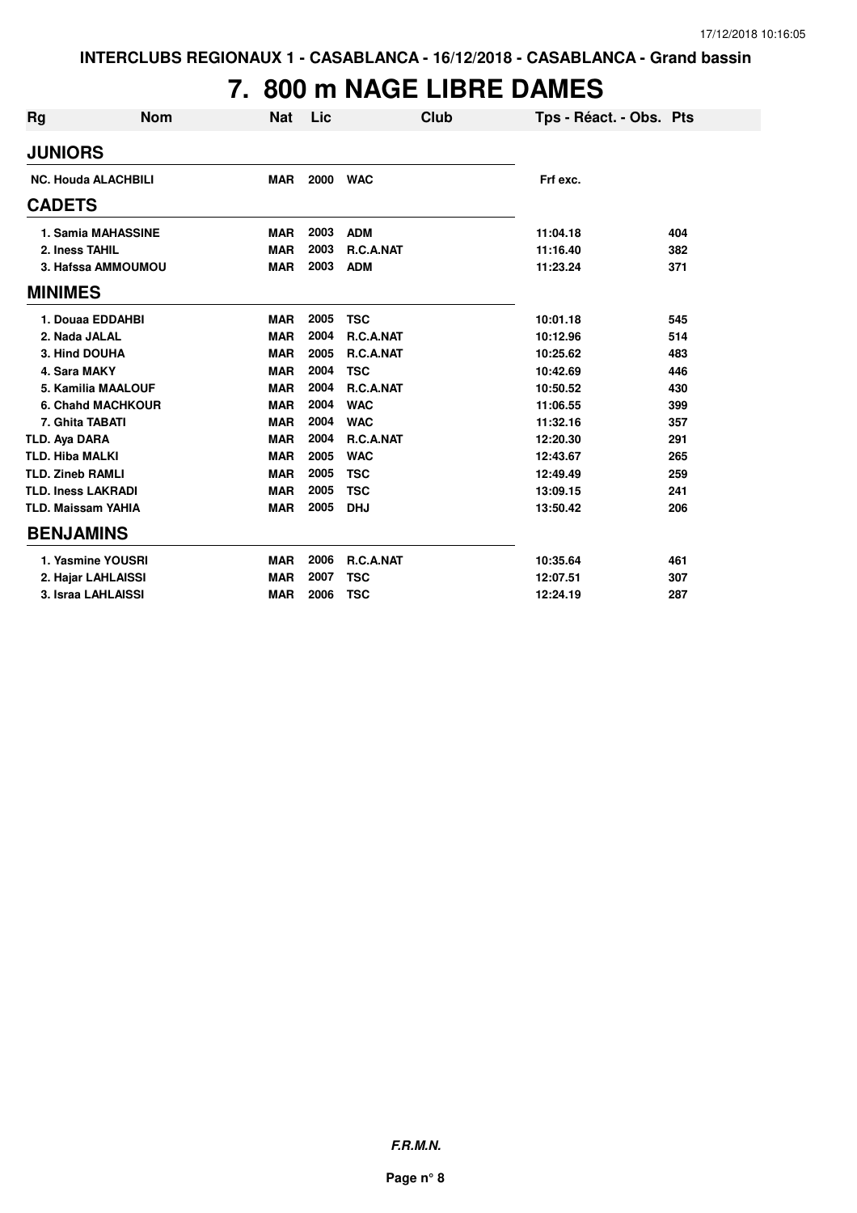# 7. 800 m NAGE LIBRE DAMES

| Rg | Nom | Nat | Lic | Club | Tps - Réact. - Obs. | Pts |
|---|---|---|---|---|---|---|
| **JUNIORS** | | | | | | |
| NC. Houda ALACHBILI | | MAR | 2000 | WAC | Frf exc. | |
| **CADETS** | | | | | | |
| 1. Samia MAHASSINE | | MAR | 2003 | ADM | 11:04.18 | 404 |
| 2. Iness TAHIL | | MAR | 2003 | R.C.A.NAT | 11:16.40 | 382 |
| 3. Hafssa AMMOUMOU | | MAR | 2003 | ADM | 11:23.24 | 371 |
| **MINIMES** | | | | | | |
| 1. Douaa EDDAHBI | | MAR | 2005 | TSC | 10:01.18 | 545 |
| 2. Nada JALAL | | MAR | 2004 | R.C.A.NAT | 10:12.96 | 514 |
| 3. Hind DOUHA | | MAR | 2005 | R.C.A.NAT | 10:25.62 | 483 |
| 4. Sara MAKY | | MAR | 2004 | TSC | 10:42.69 | 446 |
| 5. Kamilia MAALOUF | | MAR | 2004 | R.C.A.NAT | 10:50.52 | 430 |
| 6. Chahd MACHKOUR | | MAR | 2004 | WAC | 11:06.55 | 399 |
| 7. Ghita TABATI | | MAR | 2004 | WAC | 11:32.16 | 357 |
| TLD. Aya DARA | | MAR | 2004 | R.C.A.NAT | 12:20.30 | 291 |
| TLD. Hiba MALKI | | MAR | 2005 | WAC | 12:43.67 | 265 |
| TLD. Zineb RAMLI | | MAR | 2005 | TSC | 12:49.49 | 259 |
| TLD. Iness LAKRADI | | MAR | 2005 | TSC | 13:09.15 | 241 |
| TLD. Maissam YAHIA | | MAR | 2005 | DHJ | 13:50.42 | 206 |
| **BENJAMINS** | | | | | | |
| 1. Yasmine YOUSRI | | MAR | 2006 | R.C.A.NAT | 10:35.64 | 461 |
| 2. Hajar LAHLAISSI | | MAR | 2007 | TSC | 12:07.51 | 307 |
| 3. Israa LAHLAISSI | | MAR | 2006 | TSC | 12:24.19 | 287 |